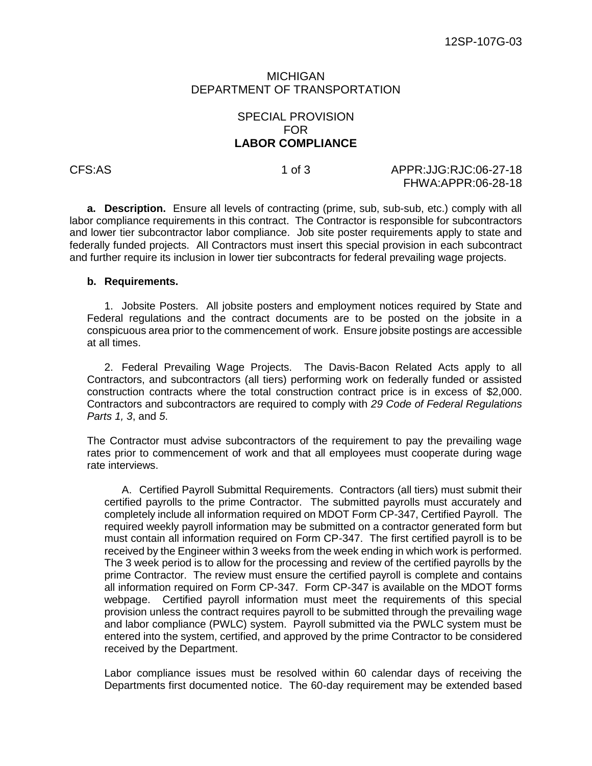12SP-107G-03

MICHIGAN
DEPARTMENT OF TRANSPORTATION

# SPECIAL PROVISION FOR **LABOR COMPLIANCE**

CFS:AS | APPR:JJG:RJC:06-27-18
FHWA:APPR:06-28-18

**a. Description.** Ensure all levels of contracting (prime, sub, sub-sub, etc.) comply with all labor compliance requirements in this contract. The Contractor is responsible for subcontractors and lower tier subcontractor labor compliance. Job site poster requirements apply to state and federally funded projects. All Contractors must insert this special provision in each subcontract and further require its inclusion in lower tier subcontracts for federal prevailing wage projects.

**b. Requirements.**

1. Jobsite Posters. All jobsite posters and employment notices required by State and Federal regulations and the contract documents are to be posted on the jobsite in a conspicuous area prior to the commencement of work. Ensure jobsite postings are accessible at all times.

2. Federal Prevailing Wage Projects. The Davis-Bacon Related Acts apply to all Contractors, and subcontractors (all tiers) performing work on federally funded or assisted construction contracts where the total construction contract price is in excess of $2,000. Contractors and subcontractors are required to comply with *29 Code of Federal Regulations Parts 1, 3*, and *5*.

The Contractor must advise subcontractors of the requirement to pay the prevailing wage rates prior to commencement of work and that all employees must cooperate during wage rate interviews.

A. Certified Payroll Submittal Requirements. Contractors (all tiers) must submit their certified payrolls to the prime Contractor. The submitted payrolls must accurately and completely include all information required on MDOT Form CP-347, Certified Payroll. The required weekly payroll information may be submitted on a contractor generated form but must contain all information required on Form CP-347. The first certified payroll is to be received by the Engineer within 3 weeks from the week ending in which work is performed. The 3 week period is to allow for the processing and review of the certified payrolls by the prime Contractor. The review must ensure the certified payroll is complete and contains all information required on Form CP-347. Form CP-347 is available on the MDOT forms webpage. Certified payroll information must meet the requirements of this special provision unless the contract requires payroll to be submitted through the prevailing wage and labor compliance (PWLC) system. Payroll submitted via the PWLC system must be entered into the system, certified, and approved by the prime Contractor to be considered received by the Department.

Labor compliance issues must be resolved within 60 calendar days of receiving the Departments first documented notice. The 60-day requirement may be extended based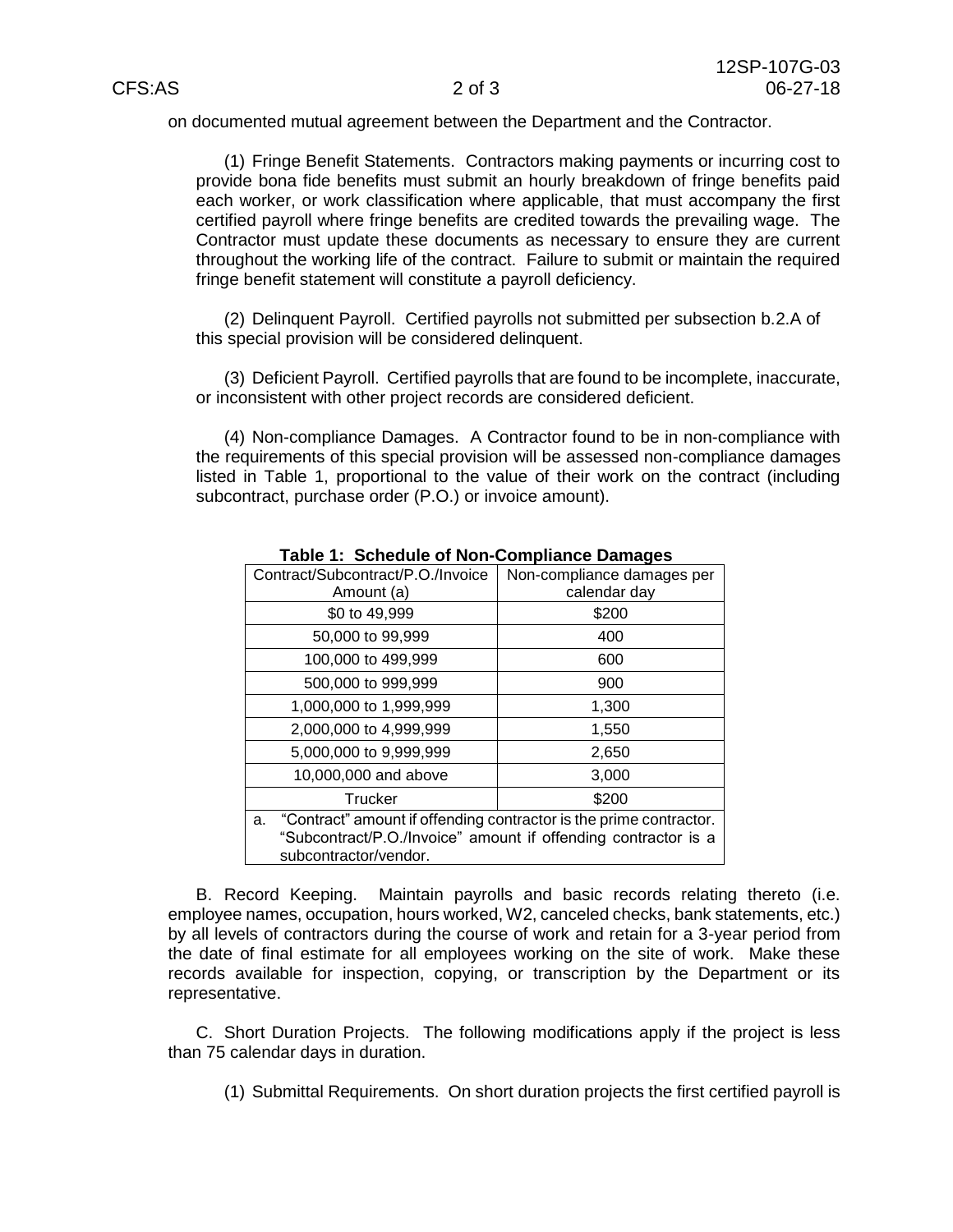on documented mutual agreement between the Department and the Contractor.

(1) Fringe Benefit Statements. Contractors making payments or incurring cost to provide bona fide benefits must submit an hourly breakdown of fringe benefits paid each worker, or work classification where applicable, that must accompany the first certified payroll where fringe benefits are credited towards the prevailing wage. The Contractor must update these documents as necessary to ensure they are current throughout the working life of the contract. Failure to submit or maintain the required fringe benefit statement will constitute a payroll deficiency.

(2) Delinquent Payroll. Certified payrolls not submitted per subsection b.2.A of this special provision will be considered delinquent.

(3) Deficient Payroll. Certified payrolls that are found to be incomplete, inaccurate, or inconsistent with other project records are considered deficient.

(4) Non-compliance Damages. A Contractor found to be in non-compliance with the requirements of this special provision will be assessed non-compliance damages listed in Table 1, proportional to the value of their work on the contract (including subcontract, purchase order (P.O.) or invoice amount).

**Table 1: Schedule of Non-Compliance Damages**

| Contract/Subcontract/P.O./Invoice Amount (a) | Non-compliance damages per calendar day |
|---|---|
| $0 to 49,999 | $200 |
| 50,000 to 99,999 | 400 |
| 100,000 to 499,999 | 600 |
| 500,000 to 999,999 | 900 |
| 1,000,000 to 1,999,999 | 1,300 |
| 2,000,000 to 4,999,999 | 1,550 |
| 5,000,000 to 9,999,999 | 2,650 |
| 10,000,000 and above | 3,000 |
| Trucker | $200 |

a. "Contract" amount if offending contractor is the prime contractor. "Subcontract/P.O./Invoice" amount if offending contractor is a subcontractor/vendor.

B. Record Keeping. Maintain payrolls and basic records relating thereto (i.e. employee names, occupation, hours worked, W2, canceled checks, bank statements, etc.) by all levels of contractors during the course of work and retain for a 3-year period from the date of final estimate for all employees working on the site of work. Make these records available for inspection, copying, or transcription by the Department or its representative.

C. Short Duration Projects. The following modifications apply if the project is less than 75 calendar days in duration.

(1) Submittal Requirements. On short duration projects the first certified payroll is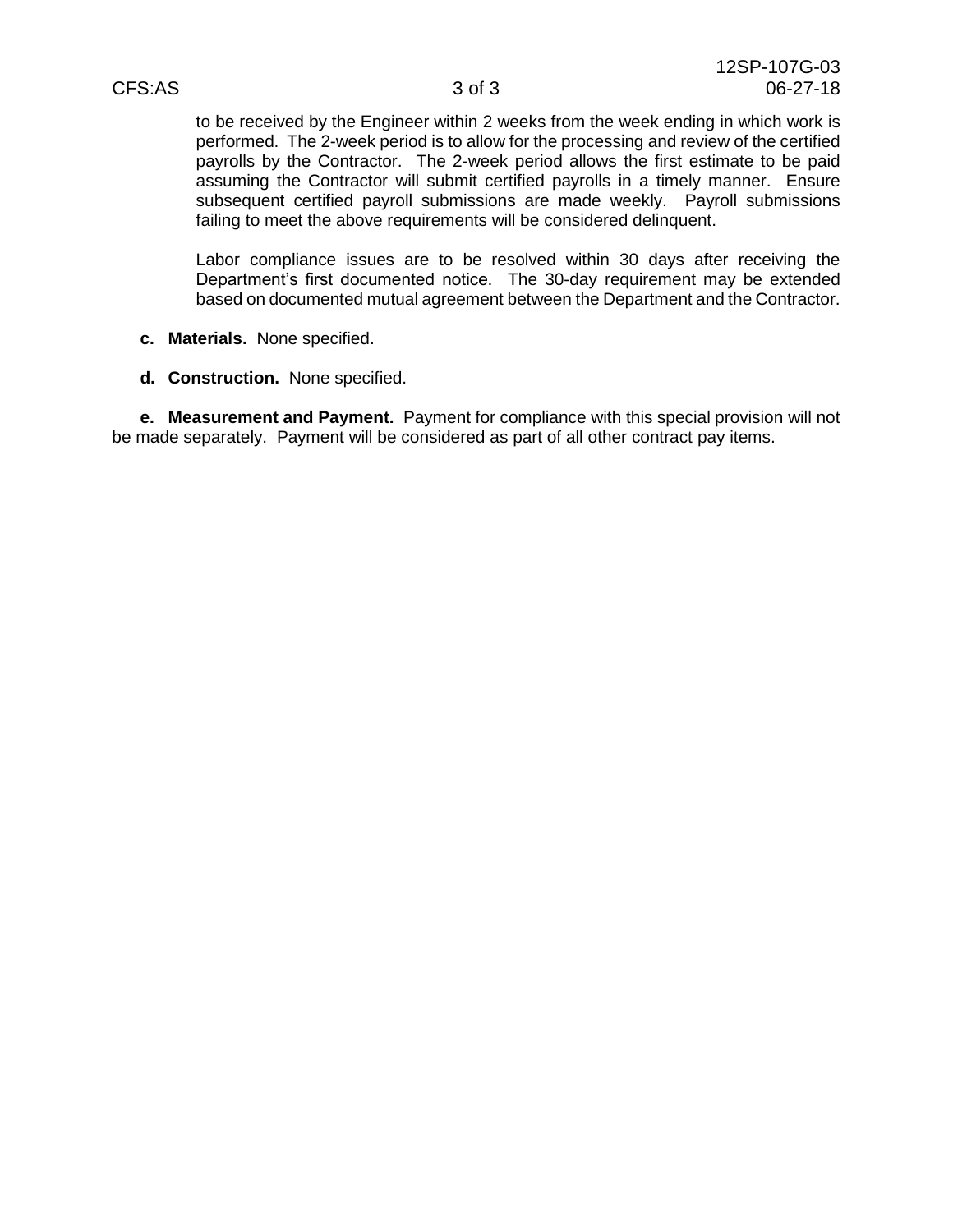to be received by the Engineer within 2 weeks from the week ending in which work is performed. The 2-week period is to allow for the processing and review of the certified payrolls by the Contractor. The 2-week period allows the first estimate to be paid assuming the Contractor will submit certified payrolls in a timely manner. Ensure subsequent certified payroll submissions are made weekly. Payroll submissions failing to meet the above requirements will be considered delinquent.

Labor compliance issues are to be resolved within 30 days after receiving the Department's first documented notice. The 30-day requirement may be extended based on documented mutual agreement between the Department and the Contractor.

**c. Materials.** None specified.

**d. Construction.** None specified.

**e. Measurement and Payment.** Payment for compliance with this special provision will not be made separately. Payment will be considered as part of all other contract pay items.